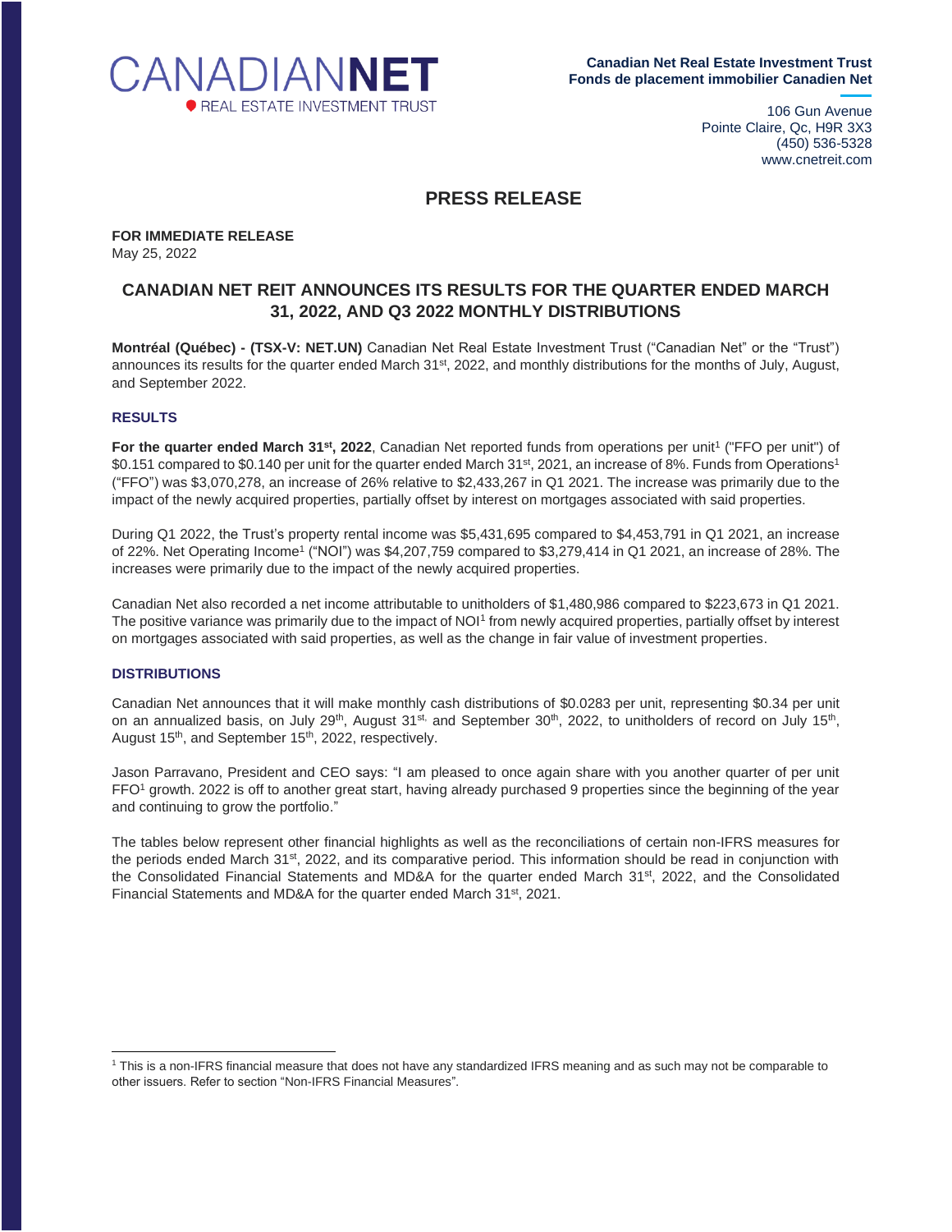CANADIAN**NET**
REAL ESTATE INVESTMENT TRUST

**Canadian Net Real Estate Investment Trust**
**Fonds de placement immobilier Canadien Net**

106 Gun Avenue
Pointe Claire, Qc, H9R 3X3
(450) 536-5328
www.cnetreit.com

# PRESS RELEASE

**FOR IMMEDIATE RELEASE**
May 25, 2022

## CANADIAN NET REIT ANNOUNCES ITS RESULTS FOR THE QUARTER ENDED MARCH 31, 2022, AND Q3 2022 MONTHLY DISTRIBUTIONS

**Montréal (Québec) - (TSX-V: NET.UN)** Canadian Net Real Estate Investment Trust ("Canadian Net" or the "Trust") announces its results for the quarter ended March 31st, 2022, and monthly distributions for the months of July, August, and September 2022.

### RESULTS

**For the quarter ended March 31st, 2022**, Canadian Net reported funds from operations per unit[1] ("FFO per unit") of $0.151 compared to $0.140 per unit for the quarter ended March 31st, 2021, an increase of 8%. Funds from Operations[1] ("FFO") was $3,070,278, an increase of 26% relative to $2,433,267 in Q1 2021. The increase was primarily due to the impact of the newly acquired properties, partially offset by interest on mortgages associated with said properties.

During Q1 2022, the Trust's property rental income was $5,431,695 compared to $4,453,791 in Q1 2021, an increase of 22%. Net Operating Income[1] ("NOI") was $4,207,759 compared to $3,279,414 in Q1 2021, an increase of 28%. The increases were primarily due to the impact of the newly acquired properties.

Canadian Net also recorded a net income attributable to unitholders of $1,480,986 compared to $223,673 in Q1 2021. The positive variance was primarily due to the impact of NOI[1] from newly acquired properties, partially offset by interest on mortgages associated with said properties, as well as the change in fair value of investment properties.

### DISTRIBUTIONS

Canadian Net announces that it will make monthly cash distributions of $0.0283 per unit, representing $0.34 per unit on an annualized basis, on July 29th, August 31st, and September 30th, 2022, to unitholders of record on July 15th, August 15th, and September 15th, 2022, respectively.

Jason Parravano, President and CEO says: "I am pleased to once again share with you another quarter of per unit FFO[1] growth. 2022 is off to another great start, having already purchased 9 properties since the beginning of the year and continuing to grow the portfolio."

The tables below represent other financial highlights as well as the reconciliations of certain non-IFRS measures for the periods ended March 31st, 2022, and its comparative period. This information should be read in conjunction with the Consolidated Financial Statements and MD&A for the quarter ended March 31st, 2022, and the Consolidated Financial Statements and MD&A for the quarter ended March 31st, 2021.

---

[1] This is a non-IFRS financial measure that does not have any standardized IFRS meaning and as such may not be comparable to other issuers. Refer to section "Non-IFRS Financial Measures".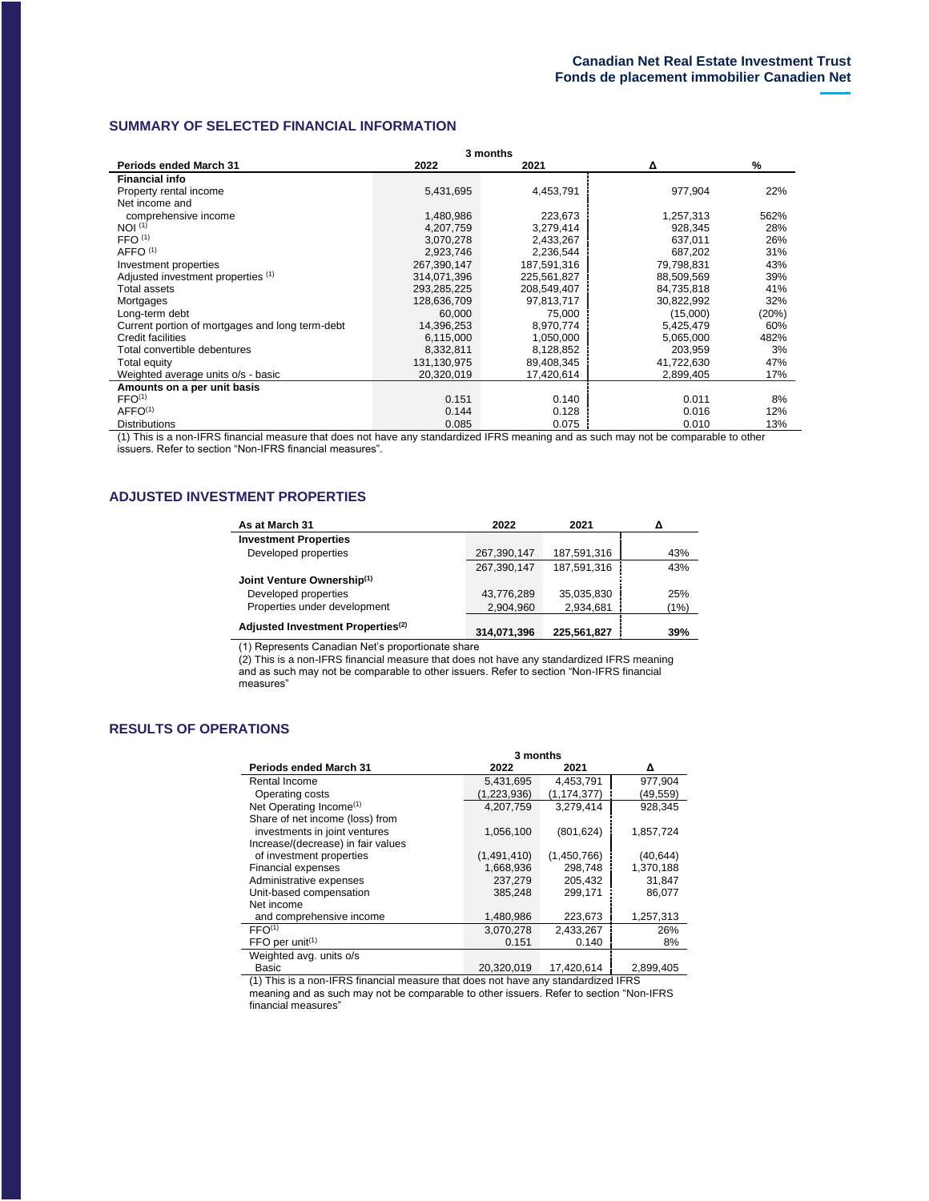## SUMMARY OF SELECTED FINANCIAL INFORMATION

| | 3 months | | | |
|---|---|---|---|---|
| **Periods ended March 31** | **2022** | **2021** | **Δ** | **%** |
| **Financial info** | | | | |
| Property rental income | 5,431,695 | 4,453,791 | 977,904 | 22% |
| Net income and comprehensive income | 1,480,986 | 223,673 | 1,257,313 | 562% |
| NOI [(1)] | 4,207,759 | 3,279,414 | 928,345 | 28% |
| FFO [(1)] | 3,070,278 | 2,433,267 | 637,011 | 26% |
| AFFO [(1)] | 2,923,746 | 2,236,544 | 687,202 | 31% |
| Investment properties | 267,390,147 | 187,591,316 | 79,798,831 | 43% |
| Adjusted investment properties [(1)] | 314,071,396 | 225,561,827 | 88,509,569 | 39% |
| Total assets | 293,285,225 | 208,549,407 | 84,735,818 | 41% |
| Mortgages | 128,636,709 | 97,813,717 | 30,822,992 | 32% |
| Long-term debt | 60,000 | 75,000 | (15,000) | (20%) |
| Current portion of mortgages and long term-debt | 14,396,253 | 8,970,774 | 5,425,479 | 60% |
| Credit facilities | 6,115,000 | 1,050,000 | 5,065,000 | 482% |
| Total convertible debentures | 8,332,811 | 8,128,852 | 203,959 | 3% |
| Total equity | 131,130,975 | 89,408,345 | 41,722,630 | 47% |
| Weighted average units o/s - basic | 20,320,019 | 17,420,614 | 2,899,405 | 17% |
| **Amounts on a per unit basis** | | | | |
| FFO[(1)] | 0.151 | 0.140 | 0.011 | 8% |
| AFFO[(1)] | 0.144 | 0.128 | 0.016 | 12% |
| Distributions | 0.085 | 0.075 | 0.010 | 13% |

(1) This is a non-IFRS financial measure that does not have any standardized IFRS meaning and as such may not be comparable to other issuers. Refer to section "Non-IFRS financial measures".

## ADJUSTED INVESTMENT PROPERTIES

| As at March 31 | 2022 | 2021 | Δ |
|---|---|---|---|
| **Investment Properties** | | | |
| Developed properties | 267,390,147 | 187,591,316 | 43% |
| | 267,390,147 | 187,591,316 | 43% |
| **Joint Venture Ownership[(1)]** | | | |
| Developed properties | 43,776,289 | 35,035,830 | 25% |
| Properties under development | 2,904,960 | 2,934,681 | (1%) |
| **Adjusted Investment Properties[(2)]** | **314,071,396** | **225,561,827** | **39%** |

(1) Represents Canadian Net's proportionate share

(2) This is a non-IFRS financial measure that does not have any standardized IFRS meaning and as such may not be comparable to other issuers. Refer to section "Non-IFRS financial measures"

## RESULTS OF OPERATIONS

| | 3 months | | |
|---|---|---|---|
| **Periods ended March 31** | **2022** | **2021** | **Δ** |
| Rental Income | 5,431,695 | 4,453,791 | 977,904 |
| Operating costs | (1,223,936) | (1,174,377) | (49,559) |
| Net Operating Income[(1)] | 4,207,759 | 3,279,414 | 928,345 |
| Share of net income (loss) from investments in joint ventures | 1,056,100 | (801,624) | 1,857,724 |
| Increase/(decrease) in fair values of investment properties | (1,491,410) | (1,450,766) | (40,644) |
| Financial expenses | 1,668,936 | 298,748 | 1,370,188 |
| Administrative expenses | 237,279 | 205,432 | 31,847 |
| Unit-based compensation | 385,248 | 299,171 | 86,077 |
| Net income and comprehensive income | 1,480,986 | 223,673 | 1,257,313 |
| FFO[(1)] | 3,070,278 | 2,433,267 | 26% |
| FFO per unit[(1)] | 0.151 | 0.140 | 8% |
| Weighted avg. units o/s Basic | 20,320,019 | 17,420,614 | 2,899,405 |

(1) This is a non-IFRS financial measure that does not have any standardized IFRS meaning and as such may not be comparable to other issuers. Refer to section "Non-IFRS financial measures"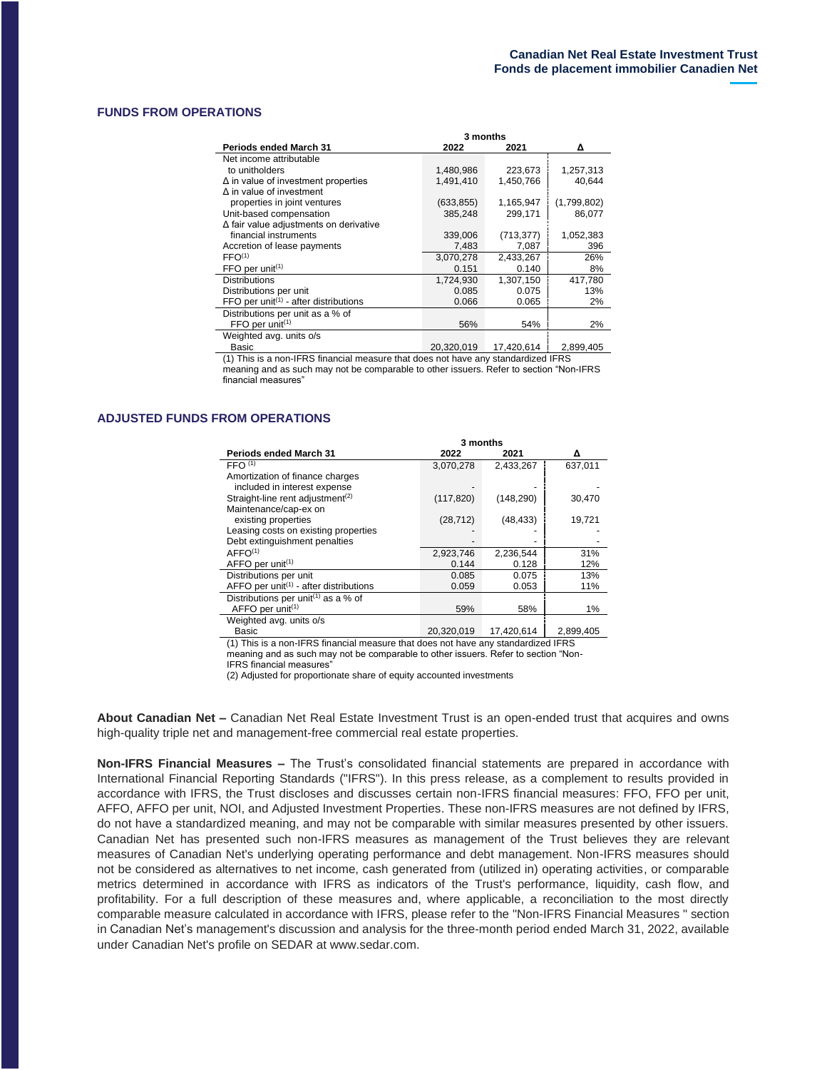## FUNDS FROM OPERATIONS

| Periods ended March 31 | 3 months 2022 | 3 months 2021 | Δ |
|---|---|---|---|
| Net income attributable to unitholders | 1,480,986 | 223,673 | 1,257,313 |
| Δ in value of investment properties | 1,491,410 | 1,450,766 | 40,644 |
| Δ in value of investment properties in joint ventures | (633,855) | 1,165,947 | (1,799,802) |
| Unit-based compensation | 385,248 | 299,171 | 86,077 |
| Δ fair value adjustments on derivative financial instruments | 339,006 | (713,377) | 1,052,383 |
| Accretion of lease payments | 7,483 | 7,087 | 396 |
| FFO[1] | 3,070,278 | 2,433,267 | 26% |
| FFO per unit[1] | 0.151 | 0.140 | 8% |
| Distributions | 1,724,930 | 1,307,150 | 417,780 |
| Distributions per unit | 0.085 | 0.075 | 13% |
| FFO per unit[1] - after distributions | 0.066 | 0.065 | 2% |
| Distributions per unit as a % of FFO per unit[1] | 56% | 54% | 2% |
| Weighted avg. units o/s Basic | 20,320,019 | 17,420,614 | 2,899,405 |

(1) This is a non-IFRS financial measure that does not have any standardized IFRS meaning and as such may not be comparable to other issuers. Refer to section "Non-IFRS financial measures"

## ADJUSTED FUNDS FROM OPERATIONS

| Periods ended March 31 | 3 months 2022 | 3 months 2021 | Δ |
|---|---|---|---|
| FFO [1] | 3,070,278 | 2,433,267 | 637,011 |
| Amortization of finance charges included in interest expense | - | - | - |
| Straight-line rent adjustment[2] | (117,820) | (148,290) | 30,470 |
| Maintenance/cap-ex on existing properties | (28,712) | (48,433) | 19,721 |
| Leasing costs on existing properties | - | - | - |
| Debt extinguishment penalties | - | - | - |
| AFFO[1] | 2,923,746 | 2,236,544 | 31% |
| AFFO per unit[1] | 0.144 | 0.128 | 12% |
| Distributions per unit | 0.085 | 0.075 | 13% |
| AFFO per unit[1] - after distributions | 0.059 | 0.053 | 11% |
| Distributions per unit[1] as a % of AFFO per unit[1] | 59% | 58% | 1% |
| Weighted avg. units o/s Basic | 20,320,019 | 17,420,614 | 2,899,405 |

(1) This is a non-IFRS financial measure that does not have any standardized IFRS meaning and as such may not be comparable to other issuers. Refer to section "Non-IFRS financial measures"

(2) Adjusted for proportionate share of equity accounted investments

**About Canadian Net –** Canadian Net Real Estate Investment Trust is an open-ended trust that acquires and owns high-quality triple net and management-free commercial real estate properties.

**Non-IFRS Financial Measures –** The Trust's consolidated financial statements are prepared in accordance with International Financial Reporting Standards ("IFRS"). In this press release, as a complement to results provided in accordance with IFRS, the Trust discloses and discusses certain non-IFRS financial measures: FFO, FFO per unit, AFFO, AFFO per unit, NOI, and Adjusted Investment Properties. These non-IFRS measures are not defined by IFRS, do not have a standardized meaning, and may not be comparable with similar measures presented by other issuers. Canadian Net has presented such non-IFRS measures as management of the Trust believes they are relevant measures of Canadian Net's underlying operating performance and debt management. Non-IFRS measures should not be considered as alternatives to net income, cash generated from (utilized in) operating activities, or comparable metrics determined in accordance with IFRS as indicators of the Trust's performance, liquidity, cash flow, and profitability. For a full description of these measures and, where applicable, a reconciliation to the most directly comparable measure calculated in accordance with IFRS, please refer to the "Non-IFRS Financial Measures " section in Canadian Net's management's discussion and analysis for the three-month period ended March 31, 2022, available under Canadian Net's profile on SEDAR at www.sedar.com.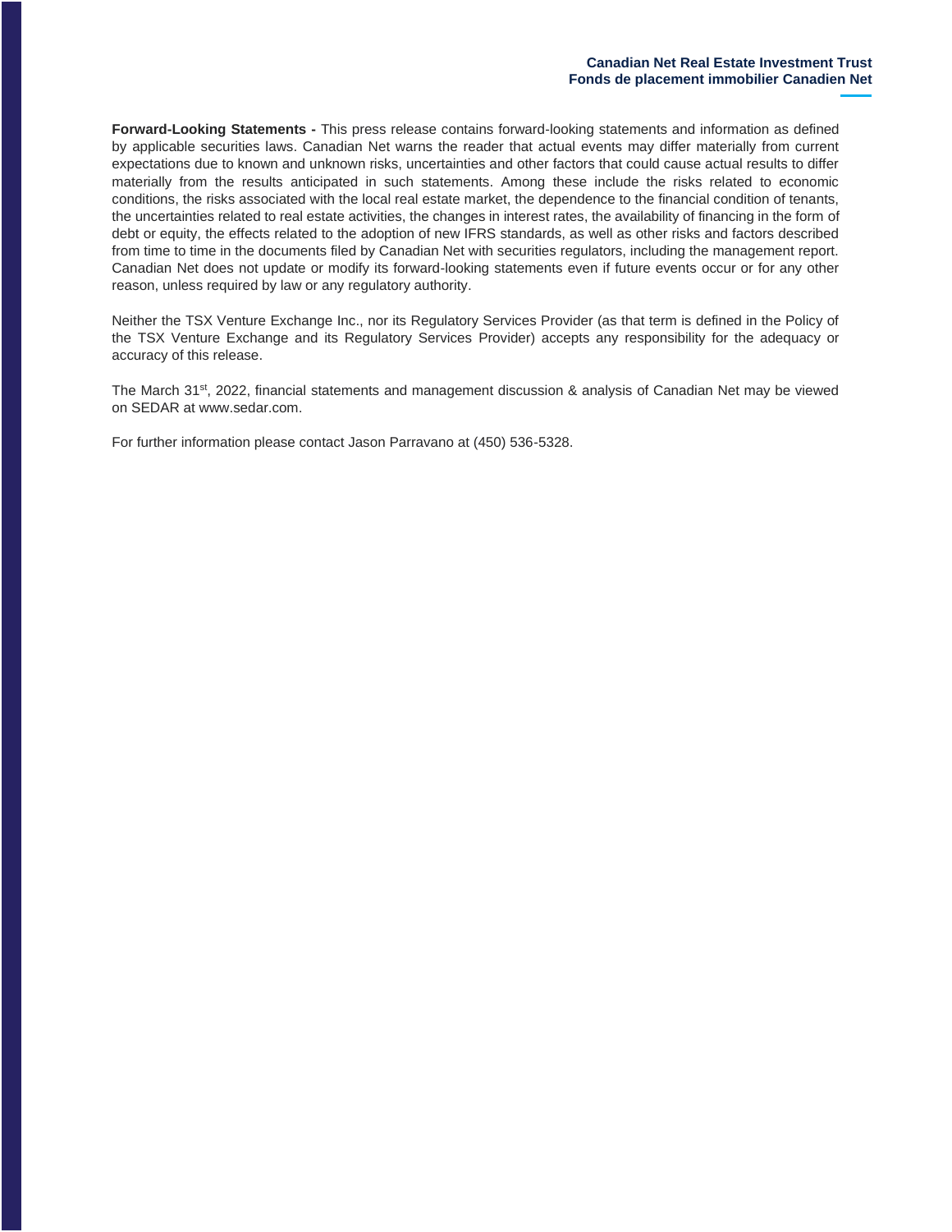**Forward-Looking Statements -** This press release contains forward-looking statements and information as defined by applicable securities laws. Canadian Net warns the reader that actual events may differ materially from current expectations due to known and unknown risks, uncertainties and other factors that could cause actual results to differ materially from the results anticipated in such statements. Among these include the risks related to economic conditions, the risks associated with the local real estate market, the dependence to the financial condition of tenants, the uncertainties related to real estate activities, the changes in interest rates, the availability of financing in the form of debt or equity, the effects related to the adoption of new IFRS standards, as well as other risks and factors described from time to time in the documents filed by Canadian Net with securities regulators, including the management report. Canadian Net does not update or modify its forward-looking statements even if future events occur or for any other reason, unless required by law or any regulatory authority.

Neither the TSX Venture Exchange Inc., nor its Regulatory Services Provider (as that term is defined in the Policy of the TSX Venture Exchange and its Regulatory Services Provider) accepts any responsibility for the adequacy or accuracy of this release.

The March 31st, 2022, financial statements and management discussion & analysis of Canadian Net may be viewed on SEDAR at www.sedar.com.

For further information please contact Jason Parravano at (450) 536-5328.